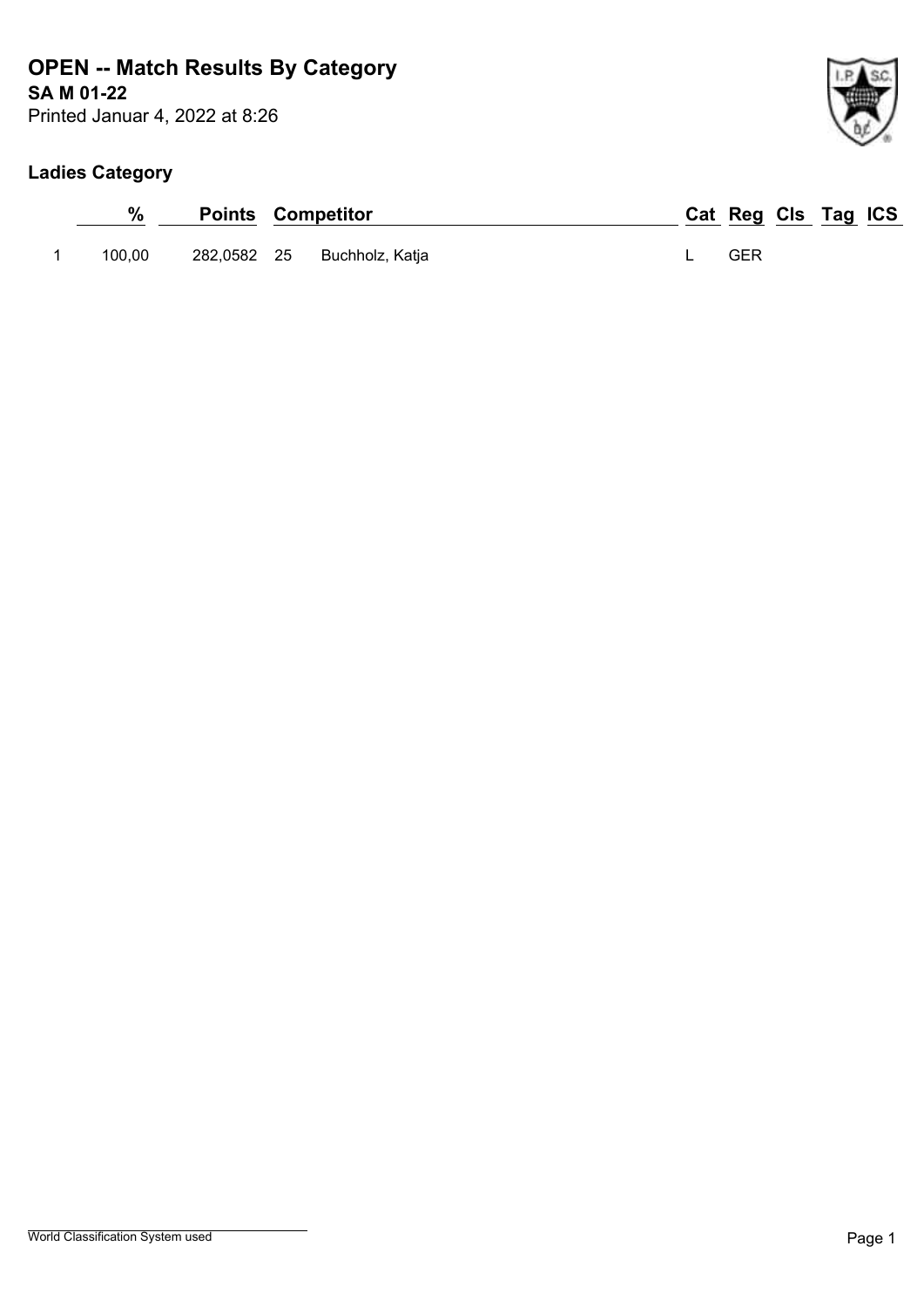# OPEN -- Match Results By Category

**SA M 01-22**

Printed Januar 4, 2022 at 8:26

## Ladies Category

| | % | Points | Competitor | | Cat | Reg | Cls | Tag | ICS |
|---|---|---|---|---|---|---|---|---|---|
| 1 | 100,00 | 282,0582 | 25 | Buchholz, Katja | L | GER | | | |

World Classification System used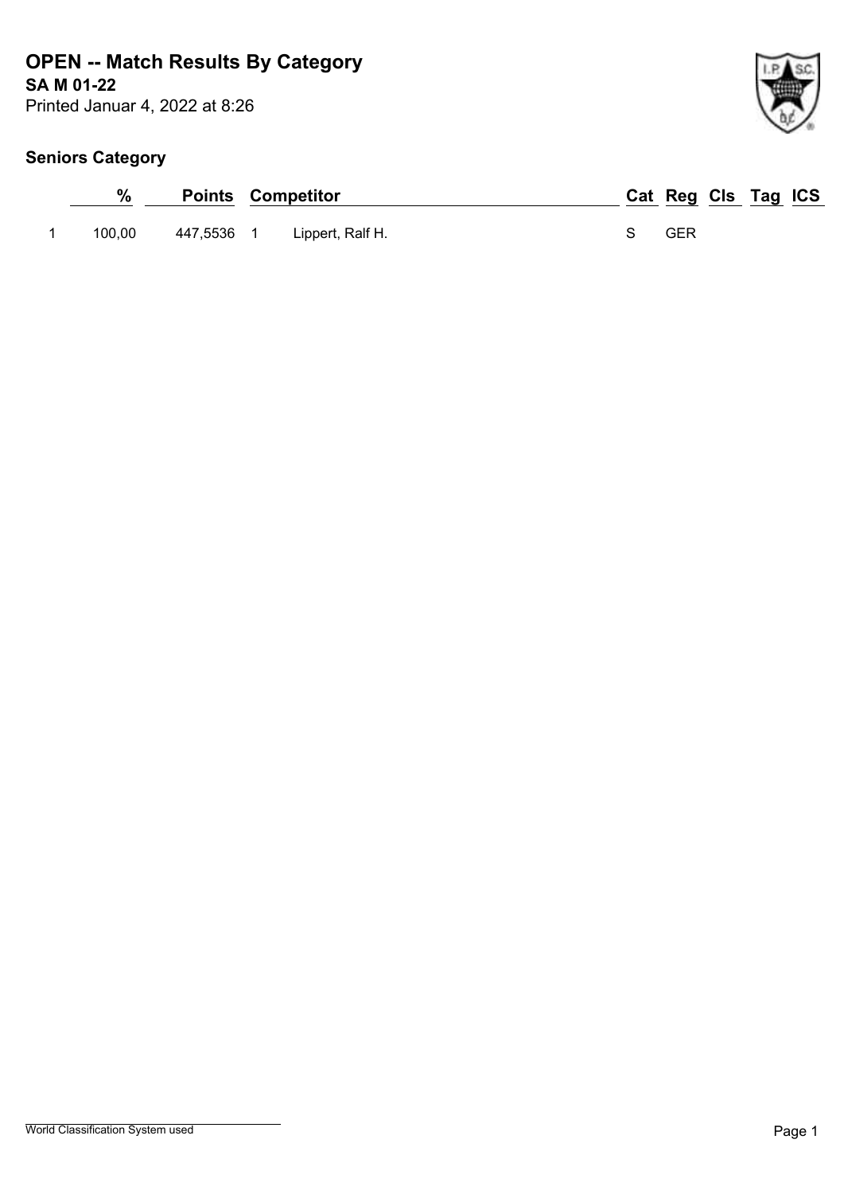# OPEN -- Match Results By Category

**SA M 01-22**

Printed Januar 4, 2022 at 8:26

## Seniors Category

| | % | Points | | Competitor | Cat | Reg | Cls | Tag | ICS |
|---|---|---|---|---|---|---|---|---|---|
| 1 | 100,00 | 447,5536 | 1 | Lippert, Ralf H. | S | GER | | | |

World Classification System used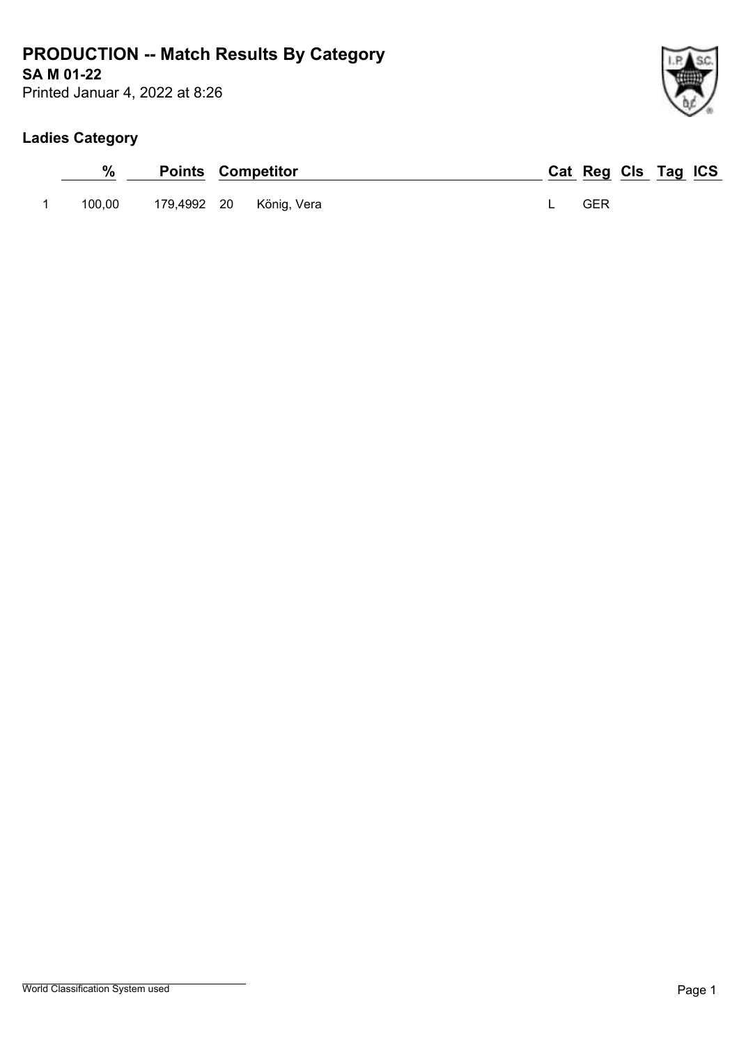# PRODUCTION -- Match Results By Category

**SA M 01-22**

Printed Januar 4, 2022 at 8:26

## Ladies Category

| | % | Points | | Competitor | Cat | Reg | Cls | Tag | ICS |
|---|---|---|---|---|---|---|---|---|---|
| 1 | 100,00 | 179,4992 | 20 | König, Vera | L | GER | | | |

World Classification System used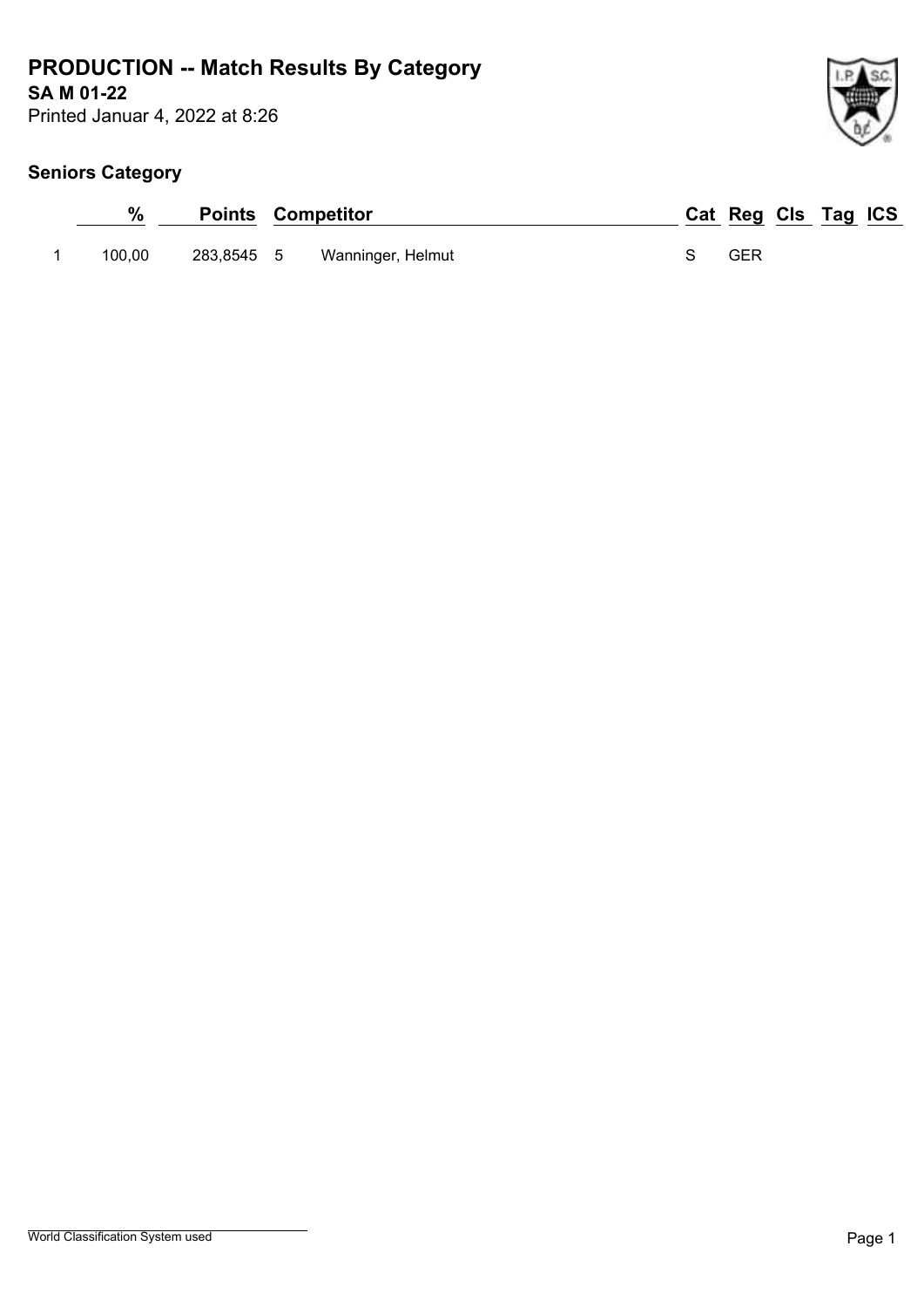# PRODUCTION -- Match Results By Category

**SA M 01-22**

Printed Januar 4, 2022 at 8:26

## Seniors Category

| | % | Points | Competitor | | Cat | Reg | Cls | Tag | ICS |
|---|---|---|---|---|---|---|---|---|---|
| 1 | 100,00 | 283,8545 | 5 | Wanninger, Helmut | S | GER | | | |

World Classification System used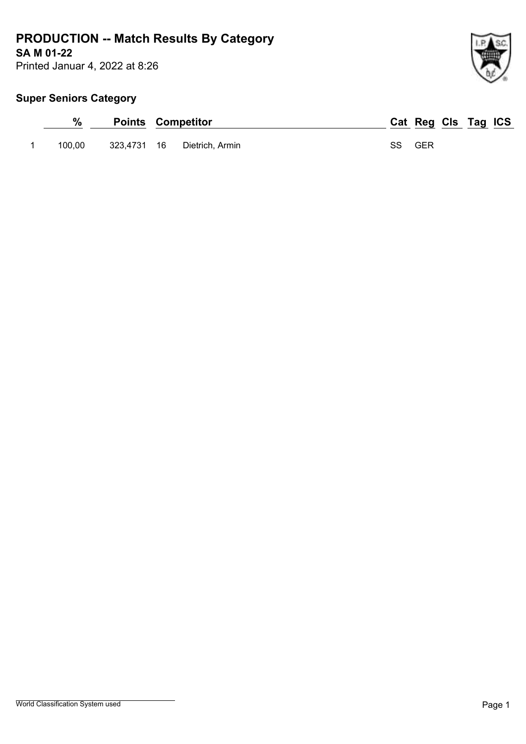# PRODUCTION -- Match Results By Category

**SA M 01-22**

Printed Januar 4, 2022 at 8:26

## Super Seniors Category

| | % | Points | Competitor | | Cat | Reg | Cls | Tag | ICS |
|---|---|---|---|---|---|---|---|---|---|
| 1 | 100,00 | 323,4731 | 16 | Dietrich, Armin | SS | GER | | | |

World Classification System used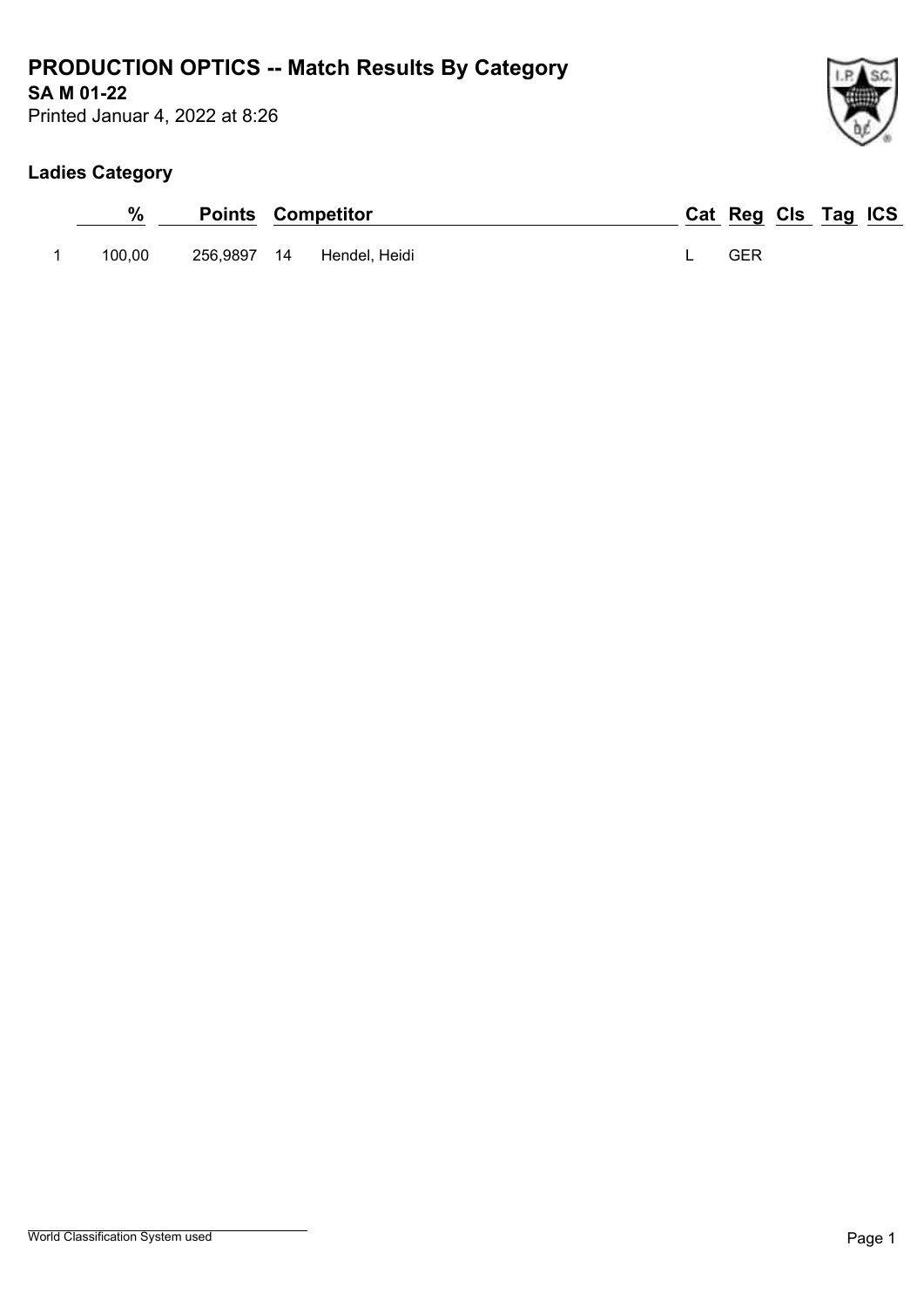# PRODUCTION OPTICS -- Match Results By Category

**SA M 01-22**

Printed Januar 4, 2022 at 8:26

## Ladies Category

| | % | Points | Competitor | | Cat | Reg | Cls | Tag | ICS |
|---|---|---|---|---|---|---|---|---|---|
| 1 | 100,00 | 256,9897 | 14 | Hendel, Heidi | L | GER | | | |

World Classification System used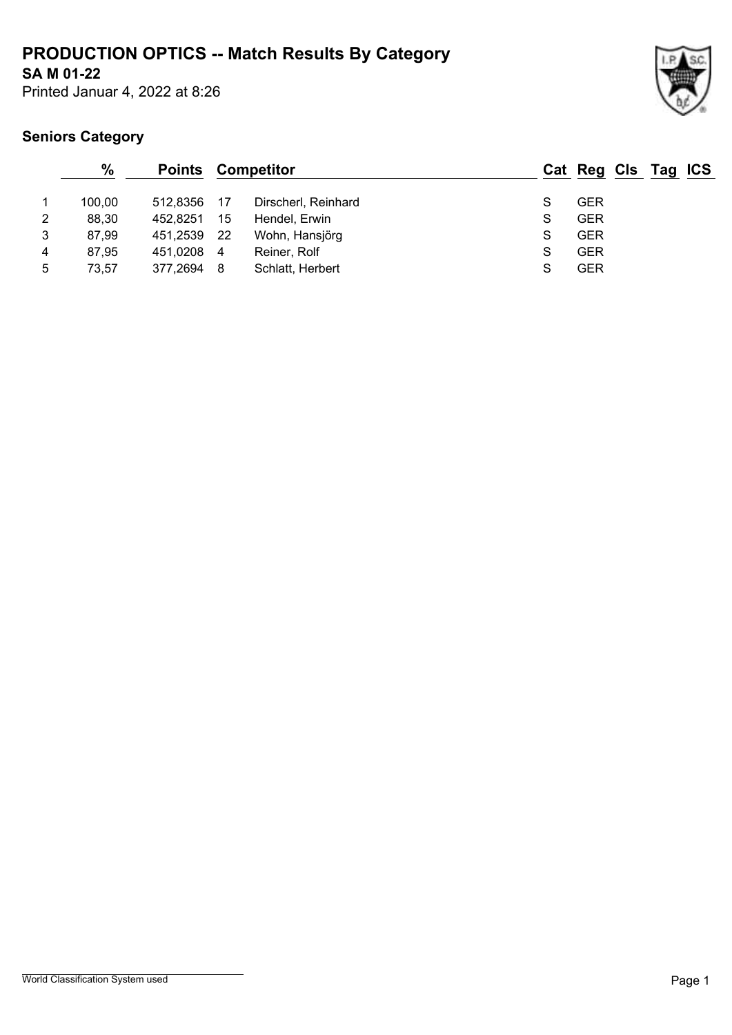# PRODUCTION OPTICS -- Match Results By Category

**SA M 01-22**

Printed Januar 4, 2022 at 8:26

## Seniors Category

| | % | Points | | Competitor | Cat | Reg | Cls | Tag | ICS |
|---|---|---|---|---|---|---|---|---|---|
| 1 | 100,00 | 512,8356 | 17 | Dirscherl, Reinhard | S | GER | | | |
| 2 | 88,30 | 452,8251 | 15 | Hendel, Erwin | S | GER | | | |
| 3 | 87,99 | 451,2539 | 22 | Wohn, Hansjörg | S | GER | | | |
| 4 | 87,95 | 451,0208 | 4 | Reiner, Rolf | S | GER | | | |
| 5 | 73,57 | 377,2694 | 8 | Schlatt, Herbert | S | GER | | | |

World Classification System used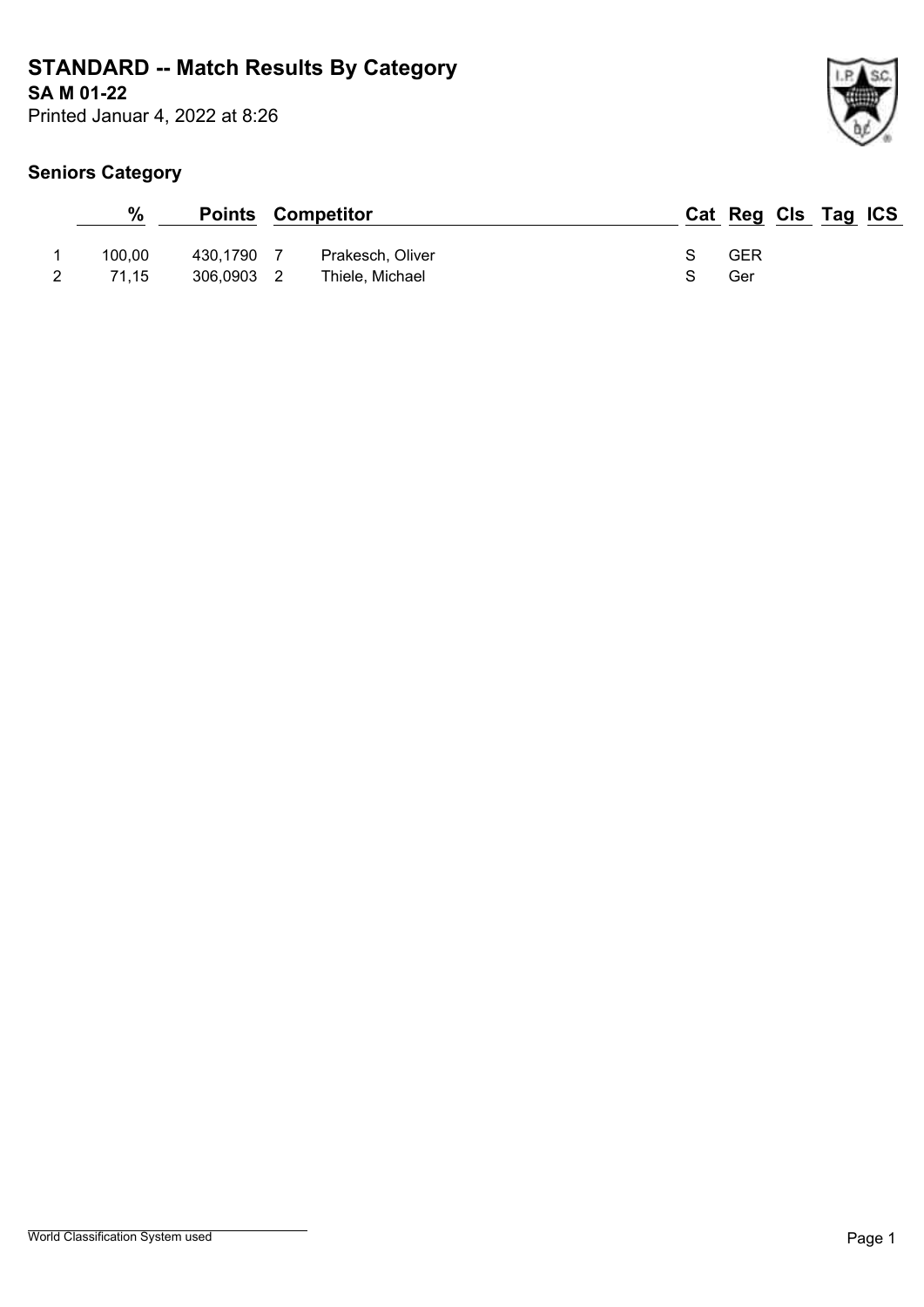# STANDARD -- Match Results By Category

**SA M 01-22**

Printed Januar 4, 2022 at 8:26

## Seniors Category

| | % | Points | Competitor | | Cat | Reg | Cls | Tag | ICS |
|---|---|---|---|---|---|---|---|---|---|
| 1 | 100,00 | 430,1790 | 7 | Prakesch, Oliver | S | GER | | | |
| 2 | 71,15 | 306,0903 | 2 | Thiele, Michael | S | Ger | | | |

World Classification System used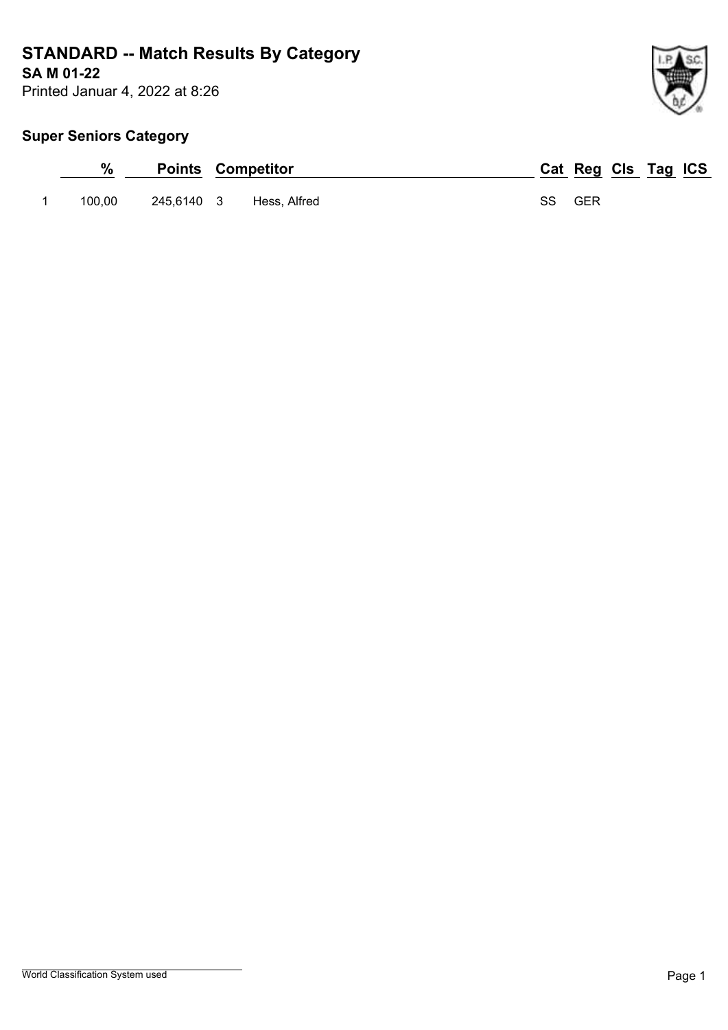# STANDARD -- Match Results By Category

**SA M 01-22**

Printed Januar 4, 2022 at 8:26

## Super Seniors Category

| | % | Points | Competitor | | Cat | Reg | Cls | Tag | ICS |
|---|---|---|---|---|---|---|---|---|---|
| 1 | 100,00 | 245,6140 | 3 | Hess, Alfred | SS | GER | | | |

World Classification System used